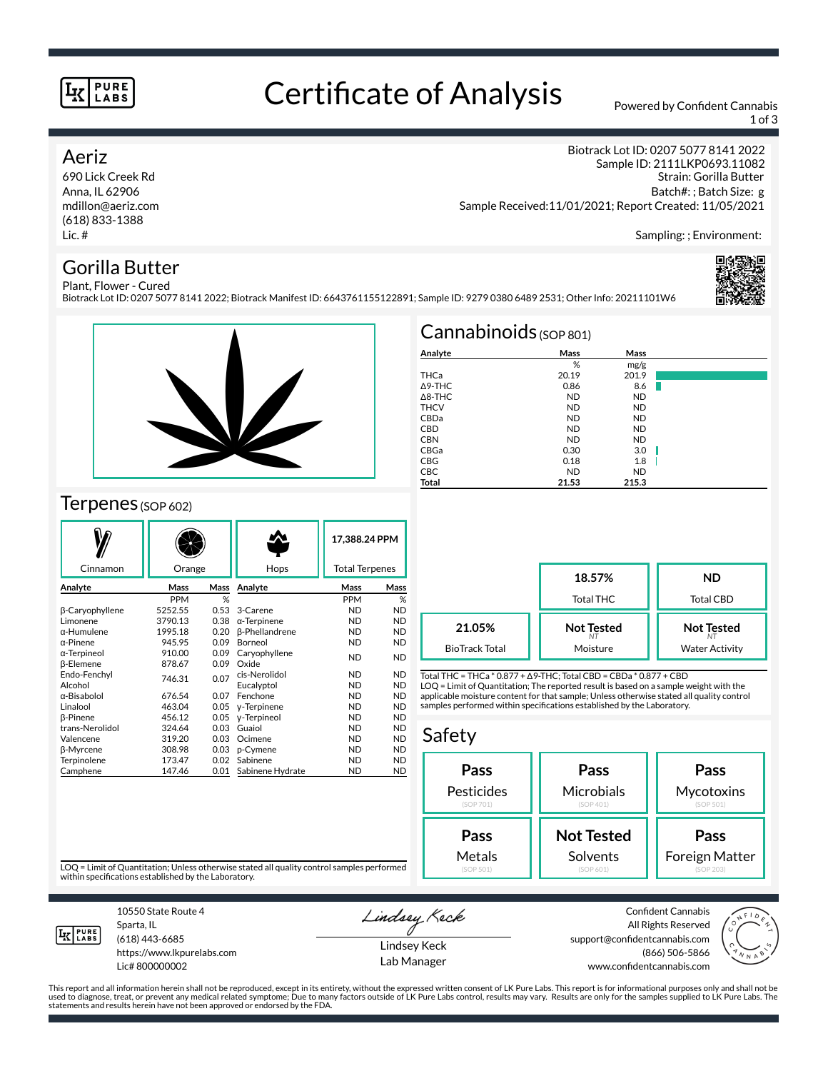# Certificate of Analysis

Powered by Confident Cannabis

## Aeriz

690 Lick Creek Rd
Anna, IL 62906
mdillon@aeriz.com
(618) 833-1388
Lic. #

Biotrack Lot ID: 0207 5077 8141 2022
Sample ID: 2111LKP0693.11082
Strain: Gorilla Butter
Batch#: ; Batch Size: g
Sample Received:11/01/2021; Report Created: 11/05/2021

Sampling: ; Environment:

## Gorilla Butter

Plant, Flower - Cured
Biotrack Lot ID: 0207 5077 8141 2022; Biotrack Manifest ID: 6643761155122891; Sample ID: 9279 0380 6489 2531; Other Info: 20211101W6

## Cannabinoids (SOP 801)

| Analyte | Mass % | Mass mg/g |
|---|---|---|
| THCa | 20.19 | 201.9 |
| Δ9-THC | 0.86 | 8.6 |
| Δ8-THC | ND | ND |
| THCV | ND | ND |
| CBDa | ND | ND |
| CBD | ND | ND |
| CBN | ND | ND |
| CBGa | 0.30 | 3.0 |
| CBG | 0.18 | 1.8 |
| CBC | ND | ND |
| **Total** | **21.53** | **215.3** |

| | |
|---|---|
| **18.57%** | Total THC |
| **ND** | Total CBD |
| **21.05%** | BioTrack Total |
| **Not Tested** (NT) | Moisture |
| **Not Tested** (NT) | Water Activity |

Total THC = THCa * 0.877 + Δ9-THC; Total CBD = CBDa * 0.877 + CBD
LOQ = Limit of Quantitation; The reported result is based on a sample weight with the applicable moisture content for that sample; Unless otherwise stated all quality control samples performed within specifications established by the Laboratory.

## Terpenes (SOP 602)

Cinnamon | Orange | Hops | **17,388.24 PPM** Total Terpenes

| Analyte | Mass PPM | Mass % | Analyte | Mass PPM | Mass % |
|---|---|---|---|---|---|
| β-Caryophyllene | 5252.55 | 0.53 | 3-Carene | ND | ND |
| Limonene | 3790.13 | 0.38 | α-Terpinene | ND | ND |
| α-Humulene | 1995.18 | 0.20 | β-Phellandrene | ND | ND |
| α-Pinene | 945.95 | 0.09 | Borneol | ND | ND |
| α-Terpineol | 910.00 | 0.09 | Caryophyllene Oxide | ND | ND |
| β-Elemene | 878.67 | 0.09 | cis-Nerolidol | ND | ND |
| Endo-Fenchyl Alcohol | 746.31 | 0.07 | Eucalyptol | ND | ND |
| α-Bisabolol | 676.54 | 0.07 | Fenchone | ND | ND |
| Linalool | 463.04 | 0.05 | γ-Terpinene | ND | ND |
| β-Pinene | 456.12 | 0.05 | γ-Terpineol | ND | ND |
| trans-Nerolidol | 324.64 | 0.03 | Guaiol | ND | ND |
| Valencene | 319.20 | 0.03 | Ocimene | ND | ND |
| β-Myrcene | 308.98 | 0.03 | p-Cymene | ND | ND |
| Terpinolene | 173.47 | 0.02 | Sabinene | ND | ND |
| Camphene | 147.46 | 0.01 | Sabinene Hydrate | ND | ND |

LOQ = Limit of Quantitation; Unless otherwise stated all quality control samples performed within specifications established by the Laboratory.

## Safety

| Result | Test |
|---|---|
| **Pass** | Pesticides (SOP 701) |
| **Pass** | Microbials (SOP 401) |
| **Pass** | Mycotoxins (SOP 501) |
| **Pass** | Metals (SOP 501) |
| **Not Tested** | Solvents (SOP 601) |
| **Pass** | Foreign Matter (SOP 203) |

10550 State Route 4
Sparta, IL
(618) 443-6685
https://www.lkpurelabs.com
Lic# 800000002

Lindsey Keck
Lab Manager

Confident Cannabis
All Rights Reserved
support@confidentcannabis.com
(866) 506-5866
www.confidentcannabis.com

This report and all information herein shall not be reproduced, except in its entirety, without the expressed written consent of LK Pure Labs. This report is for informational purposes only and shall not be used to diagnose, treat, or prevent any medical related symptome; Due to many factors outside of LK Pure Labs control, results may vary. Results are only for the samples supplied to LK Pure Labs. The statements and results herein have not been approved or endorsed by the FDA.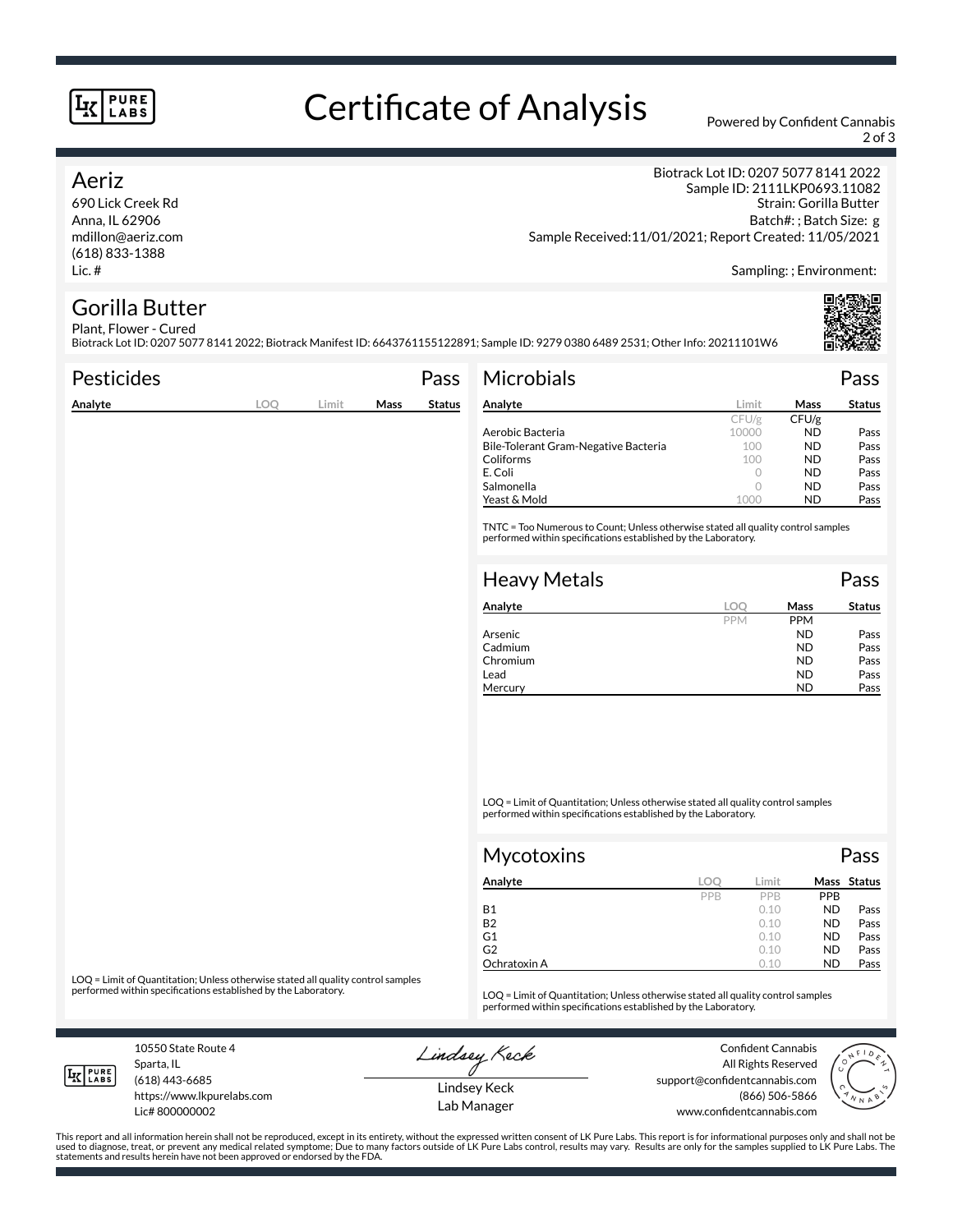# Certificate of Analysis

Powered by Confident Cannabis

## Aeriz

690 Lick Creek Rd
Anna, IL 62906
mdillon@aeriz.com
(618) 833-1388
Lic. #

Biotrack Lot ID: 0207 5077 8141 2022
Sample ID: 2111LKP0693.11082
Strain: Gorilla Butter
Batch#: ; Batch Size: g
Sample Received:11/01/2021; Report Created: 11/05/2021

Sampling: ; Environment:

## Gorilla Butter

Plant, Flower - Cured
Biotrack Lot ID: 0207 5077 8141 2022; Biotrack Manifest ID: 6643761155122891; Sample ID: 9279 0380 6489 2531; Other Info: 20211101W6

### Pesticides — Pass

| Analyte | LOQ | Limit | Mass | Status |
|---|---|---|---|---|

LOQ = Limit of Quantitation; Unless otherwise stated all quality control samples performed within specifications established by the Laboratory.

### Microbials — Pass

| Analyte | Limit | Mass | Status |
|---|---|---|---|
| | CFU/g | CFU/g | |
| Aerobic Bacteria | 10000 | ND | Pass |
| Bile-Tolerant Gram-Negative Bacteria | 100 | ND | Pass |
| Coliforms | 100 | ND | Pass |
| E. Coli | 0 | ND | Pass |
| Salmonella | 0 | ND | Pass |
| Yeast & Mold | 1000 | ND | Pass |

TNTC = Too Numerous to Count; Unless otherwise stated all quality control samples performed within specifications established by the Laboratory.

### Heavy Metals — Pass

| Analyte | LOQ | Mass | Status |
|---|---|---|---|
| | PPM | PPM | |
| Arsenic | | ND | Pass |
| Cadmium | | ND | Pass |
| Chromium | | ND | Pass |
| Lead | | ND | Pass |
| Mercury | | ND | Pass |

LOQ = Limit of Quantitation; Unless otherwise stated all quality control samples performed within specifications established by the Laboratory.

### Mycotoxins — Pass

| Analyte | LOQ | Limit | Mass | Status |
|---|---|---|---|---|
| | PPB | PPB | PPB | |
| B1 | | 0.10 | ND | Pass |
| B2 | | 0.10 | ND | Pass |
| G1 | | 0.10 | ND | Pass |
| G2 | | 0.10 | ND | Pass |
| Ochratoxin A | | 0.10 | ND | Pass |

LOQ = Limit of Quantitation; Unless otherwise stated all quality control samples performed within specifications established by the Laboratory.

10550 State Route 4
Sparta, IL
(618) 443-6685
https://www.lkpurelabs.com
Lic# 800000002

Lindsey Keck
Lab Manager

Confident Cannabis
All Rights Reserved
support@confidentcannabis.com
(866) 506-5866
www.confidentcannabis.com

This report and all information herein shall not be reproduced, except in its entirety, without the expressed written consent of LK Pure Labs. This report is for informational purposes only and shall not be used to diagnose, treat, or prevent any medical related symptome; Due to many factors outside of LK Pure Labs control, results may vary. Results are only for the samples supplied to LK Pure Labs. The statements and results herein have not been approved or endorsed by the FDA.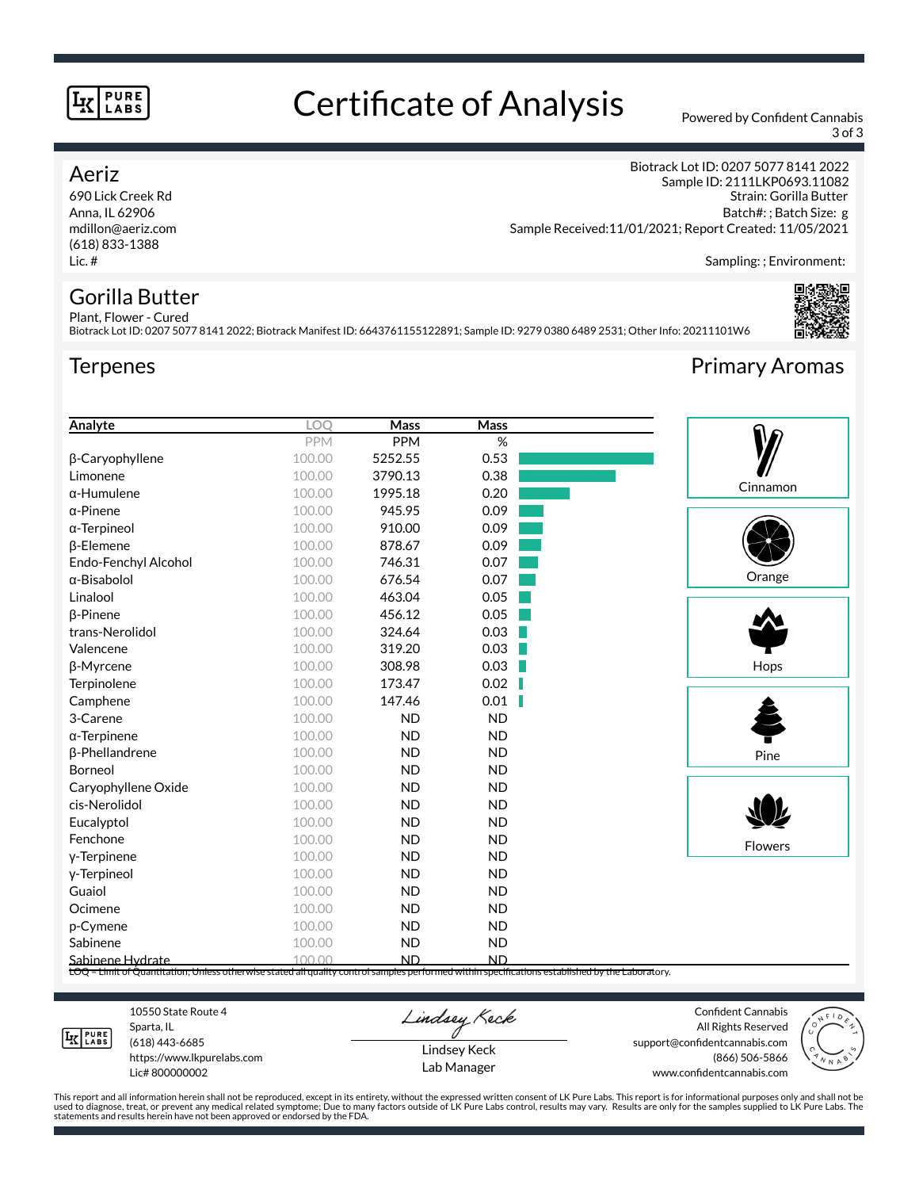# Certificate of Analysis

Powered by Confident Cannabis

## Aeriz

690 Lick Creek Rd
Anna, IL 62906
mdillon@aeriz.com
(618) 833-1388
Lic. #

Biotrack Lot ID: 0207 5077 8141 2022
Sample ID: 2111LKP0693.11082
Strain: Gorilla Butter
Batch#: ; Batch Size: g
Sample Received:11/01/2021; Report Created: 11/05/2021

Sampling: ; Environment:

## Gorilla Butter

Plant, Flower - Cured
Biotrack Lot ID: 0207 5077 8141 2022; Biotrack Manifest ID: 6643761155122891; Sample ID: 9279 0380 6489 2531; Other Info: 20211101W6

## Terpenes

| Analyte | LOQ | Mass | Mass |
|---|---|---|---|
| | PPM | PPM | % |
| β-Caryophyllene | 100.00 | 5252.55 | 0.53 |
| Limonene | 100.00 | 3790.13 | 0.38 |
| α-Humulene | 100.00 | 1995.18 | 0.20 |
| α-Pinene | 100.00 | 945.95 | 0.09 |
| α-Terpineol | 100.00 | 910.00 | 0.09 |
| β-Elemene | 100.00 | 878.67 | 0.09 |
| Endo-Fenchyl Alcohol | 100.00 | 746.31 | 0.07 |
| α-Bisabolol | 100.00 | 676.54 | 0.07 |
| Linalool | 100.00 | 463.04 | 0.05 |
| β-Pinene | 100.00 | 456.12 | 0.05 |
| trans-Nerolidol | 100.00 | 324.64 | 0.03 |
| Valencene | 100.00 | 319.20 | 0.03 |
| β-Myrcene | 100.00 | 308.98 | 0.03 |
| Terpinolene | 100.00 | 173.47 | 0.02 |
| Camphene | 100.00 | 147.46 | 0.01 |
| 3-Carene | 100.00 | ND | ND |
| α-Terpinene | 100.00 | ND | ND |
| β-Phellandrene | 100.00 | ND | ND |
| Borneol | 100.00 | ND | ND |
| Caryophyllene Oxide | 100.00 | ND | ND |
| cis-Nerolidol | 100.00 | ND | ND |
| Eucalyptol | 100.00 | ND | ND |
| Fenchone | 100.00 | ND | ND |
| γ-Terpinene | 100.00 | ND | ND |
| γ-Terpineol | 100.00 | ND | ND |
| Guaiol | 100.00 | ND | ND |
| Ocimene | 100.00 | ND | ND |
| p-Cymene | 100.00 | ND | ND |
| Sabinene | 100.00 | ND | ND |
| Sabinene Hydrate | 100.00 | ND | ND |

LOQ = Limit of Quantitation; Unless otherwise stated all quality control samples performed within specifications established by the Laboratory.

## Primary Aromas

Cinnamon
Orange
Hops
Pine
Flowers

10550 State Route 4
Sparta, IL
(618) 443-6685
https://www.lkpurelabs.com
Lic# 800000002

Lindsey Keck
Lab Manager

Confident Cannabis
All Rights Reserved
support@confidentcannabis.com
(866) 506-5866
www.confidentcannabis.com

This report and all information herein shall not be reproduced, except in its entirety, without the expressed written consent of LK Pure Labs. This report is for informational purposes only and shall not be used to diagnose, treat, or prevent any medical related symptome; Due to many factors outside of LK Pure Labs control, results may vary. Results are only for the samples supplied to LK Pure Labs. The statements and results herein have not been approved or endorsed by the FDA.